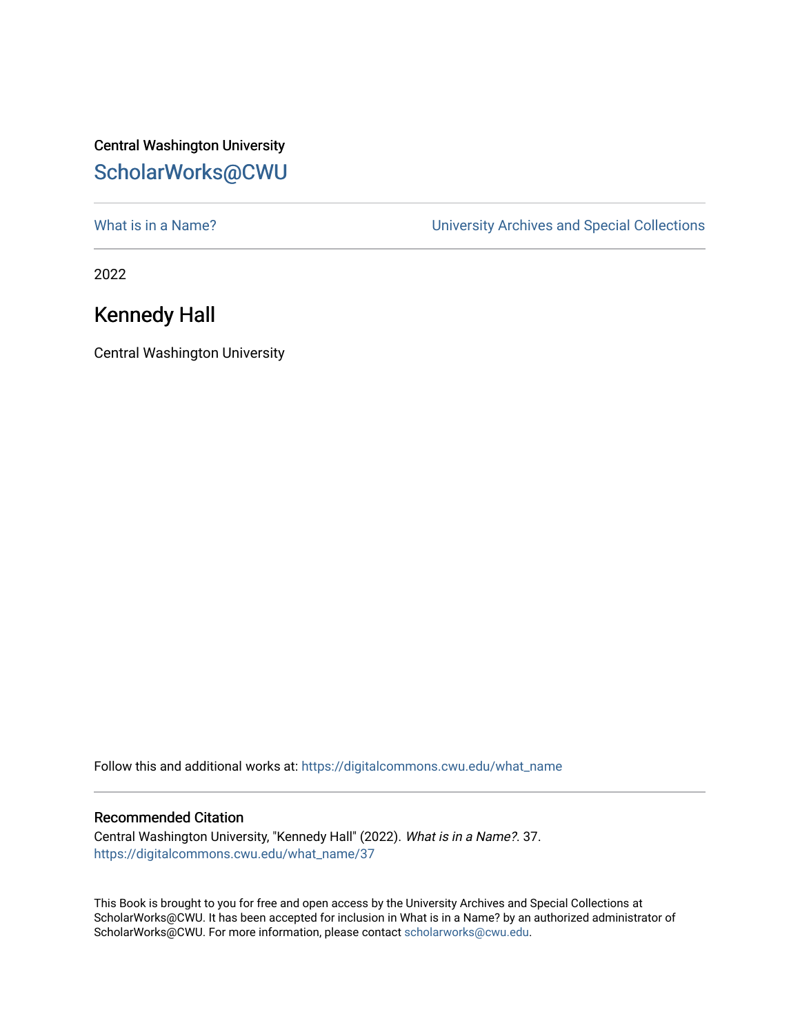Central Washington University

ScholarWorks@CWU

What is in a Name?

University Archives and Special Collections

2022

# Kennedy Hall

Central Washington University

Follow this and additional works at: https://digitalcommons.cwu.edu/what_name

## Recommended Citation

Central Washington University, "Kennedy Hall" (2022). *What is in a Name?*. 37.
https://digitalcommons.cwu.edu/what_name/37

This Book is brought to you for free and open access by the University Archives and Special Collections at ScholarWorks@CWU. It has been accepted for inclusion in What is in a Name? by an authorized administrator of ScholarWorks@CWU. For more information, please contact scholarworks@cwu.edu.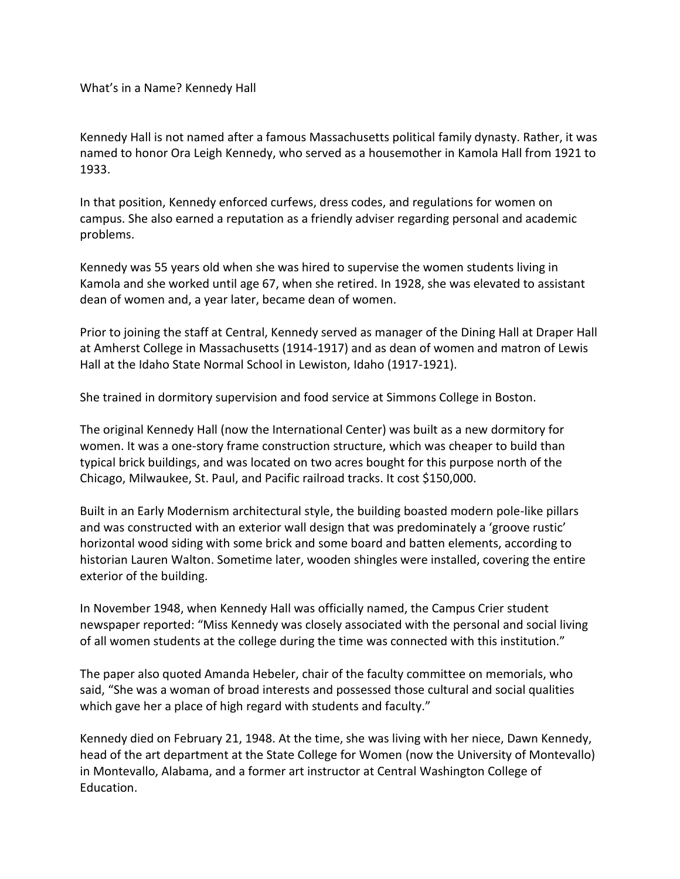# What's in a Name? Kennedy Hall

Kennedy Hall is not named after a famous Massachusetts political family dynasty. Rather, it was named to honor Ora Leigh Kennedy, who served as a housemother in Kamola Hall from 1921 to 1933.

In that position, Kennedy enforced curfews, dress codes, and regulations for women on campus. She also earned a reputation as a friendly adviser regarding personal and academic problems.

Kennedy was 55 years old when she was hired to supervise the women students living in Kamola and she worked until age 67, when she retired. In 1928, she was elevated to assistant dean of women and, a year later, became dean of women.

Prior to joining the staff at Central, Kennedy served as manager of the Dining Hall at Draper Hall at Amherst College in Massachusetts (1914-1917) and as dean of women and matron of Lewis Hall at the Idaho State Normal School in Lewiston, Idaho (1917-1921).

She trained in dormitory supervision and food service at Simmons College in Boston.

The original Kennedy Hall (now the International Center) was built as a new dormitory for women. It was a one-story frame construction structure, which was cheaper to build than typical brick buildings, and was located on two acres bought for this purpose north of the Chicago, Milwaukee, St. Paul, and Pacific railroad tracks. It cost $150,000.

Built in an Early Modernism architectural style, the building boasted modern pole-like pillars and was constructed with an exterior wall design that was predominately a 'groove rustic' horizontal wood siding with some brick and some board and batten elements, according to historian Lauren Walton. Sometime later, wooden shingles were installed, covering the entire exterior of the building.

In November 1948, when Kennedy Hall was officially named, the Campus Crier student newspaper reported: "Miss Kennedy was closely associated with the personal and social living of all women students at the college during the time was connected with this institution."

The paper also quoted Amanda Hebeler, chair of the faculty committee on memorials, who said, "She was a woman of broad interests and possessed those cultural and social qualities which gave her a place of high regard with students and faculty."

Kennedy died on February 21, 1948. At the time, she was living with her niece, Dawn Kennedy, head of the art department at the State College for Women (now the University of Montevallo) in Montevallo, Alabama, and a former art instructor at Central Washington College of Education.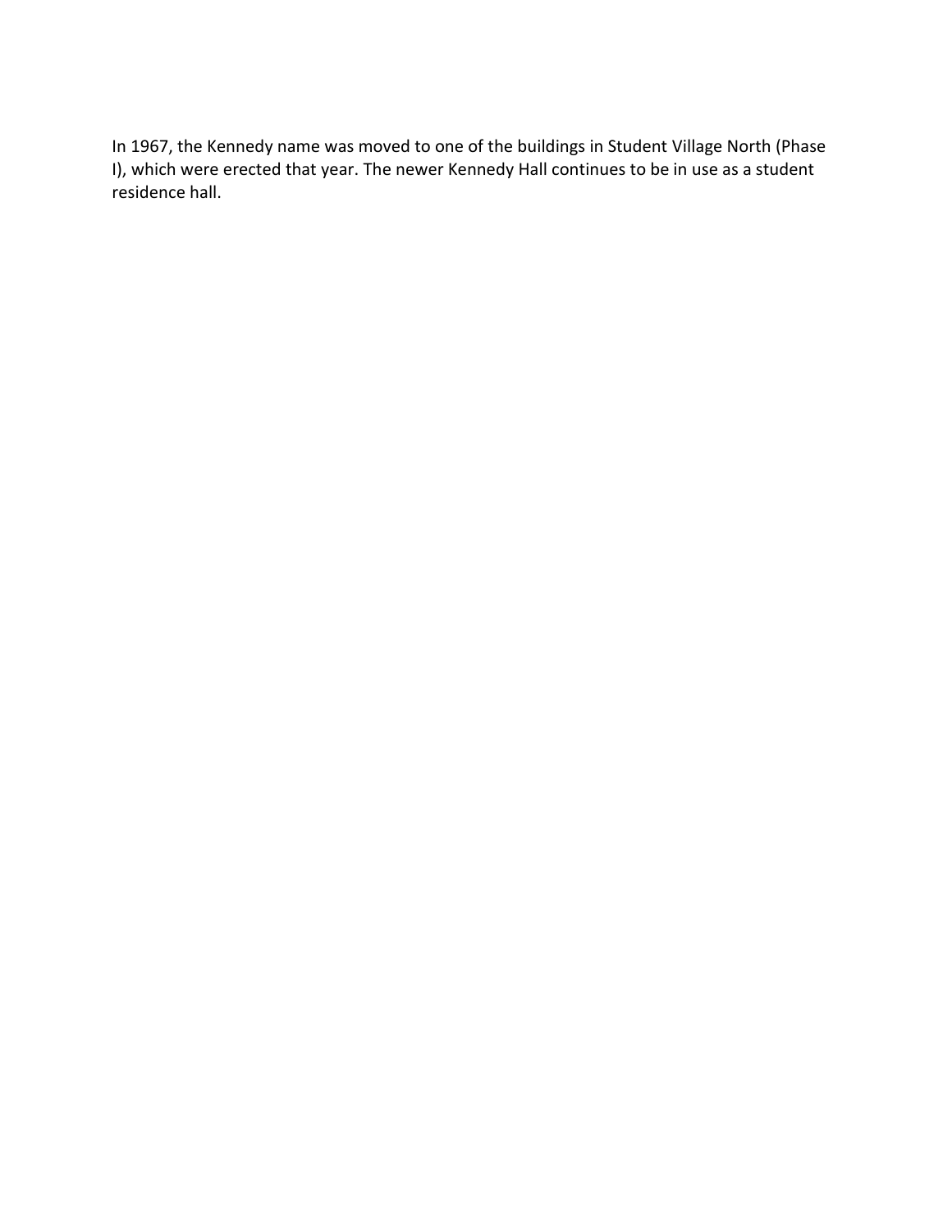In 1967, the Kennedy name was moved to one of the buildings in Student Village North (Phase I), which were erected that year. The newer Kennedy Hall continues to be in use as a student residence hall.